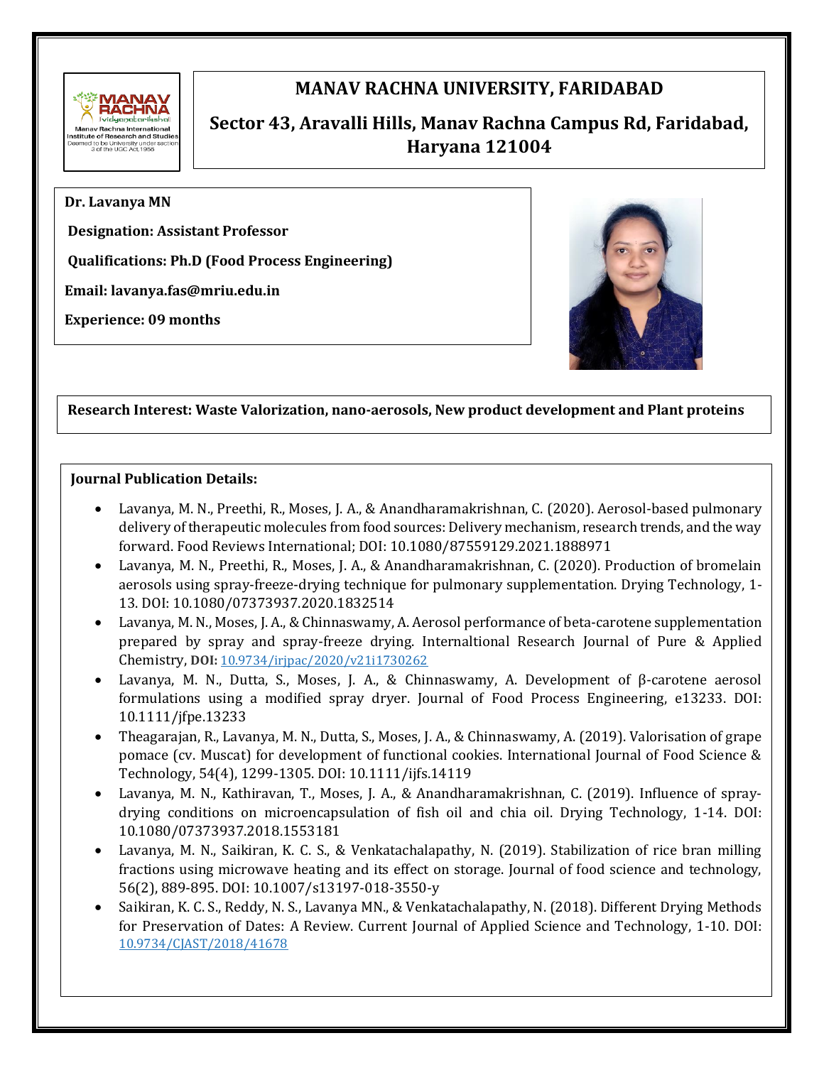# MANAV RACHNA UNIVERSITY, FARIDABAD

## Sector 43, Aravalli Hills, Manav Rachna Campus Rd, Faridabad, Haryana 121004

**Dr. Lavanya MN**

**Designation: Assistant Professor**

**Qualifications: Ph.D (Food Process Engineering)**

**Email: lavanya.fas@mriu.edu.in**

**Experience: 09 months**

**Research Interest: Waste Valorization, nano-aerosols, New product development and Plant proteins**

**Journal Publication Details:**

- Lavanya, M. N., Preethi, R., Moses, J. A., & Anandharamakrishnan, C. (2020). Aerosol-based pulmonary delivery of therapeutic molecules from food sources: Delivery mechanism, research trends, and the way forward. Food Reviews International; DOI: 10.1080/87559129.2021.1888971
- Lavanya, M. N., Preethi, R., Moses, J. A., & Anandharamakrishnan, C. (2020). Production of bromelain aerosols using spray-freeze-drying technique for pulmonary supplementation. Drying Technology, 1-13. DOI: 10.1080/07373937.2020.1832514
- Lavanya, M. N., Moses, J. A., & Chinnaswamy, A. Aerosol performance of beta-carotene supplementation prepared by spray and spray-freeze drying. Internaltional Research Journal of Pure & Applied Chemistry, **DOI:** 10.9734/irjpac/2020/v21i1730262
- Lavanya, M. N., Dutta, S., Moses, J. A., & Chinnaswamy, A. Development of β-carotene aerosol formulations using a modified spray dryer. Journal of Food Process Engineering, e13233. DOI: 10.1111/jfpe.13233
- Theagarajan, R., Lavanya, M. N., Dutta, S., Moses, J. A., & Chinnaswamy, A. (2019). Valorisation of grape pomace (cv. Muscat) for development of functional cookies. International Journal of Food Science & Technology, 54(4), 1299-1305. DOI: 10.1111/ijfs.14119
- Lavanya, M. N., Kathiravan, T., Moses, J. A., & Anandharamakrishnan, C. (2019). Influence of spray-drying conditions on microencapsulation of fish oil and chia oil. Drying Technology, 1-14. DOI: 10.1080/07373937.2018.1553181
- Lavanya, M. N., Saikiran, K. C. S., & Venkatachalapathy, N. (2019). Stabilization of rice bran milling fractions using microwave heating and its effect on storage. Journal of food science and technology, 56(2), 889-895. DOI: 10.1007/s13197-018-3550-y
- Saikiran, K. C. S., Reddy, N. S., Lavanya MN., & Venkatachalapathy, N. (2018). Different Drying Methods for Preservation of Dates: A Review. Current Journal of Applied Science and Technology, 1-10. DOI: 10.9734/CJAST/2018/41678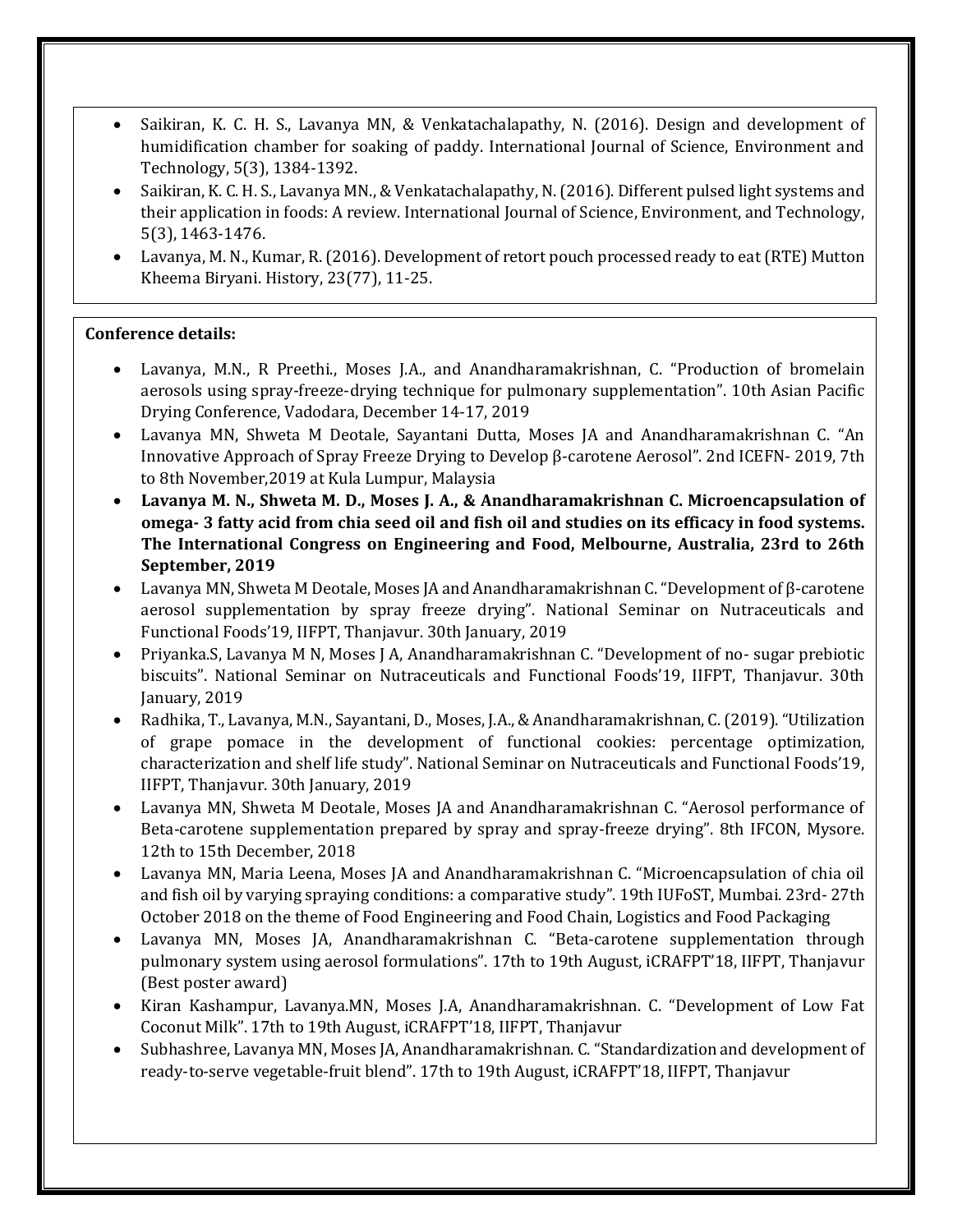- Saikiran, K. C. H. S., Lavanya MN, & Venkatachalapathy, N. (2016). Design and development of humidification chamber for soaking of paddy. International Journal of Science, Environment and Technology, 5(3), 1384-1392.
- Saikiran, K. C. H. S., Lavanya MN., & Venkatachalapathy, N. (2016). Different pulsed light systems and their application in foods: A review. International Journal of Science, Environment, and Technology, 5(3), 1463-1476.
- Lavanya, M. N., Kumar, R. (2016). Development of retort pouch processed ready to eat (RTE) Mutton Kheema Biryani. History, 23(77), 11-25.

**Conference details:**

- Lavanya, M.N., R Preethi., Moses J.A., and Anandharamakrishnan, C. "Production of bromelain aerosols using spray-freeze-drying technique for pulmonary supplementation". 10th Asian Pacific Drying Conference, Vadodara, December 14-17, 2019
- Lavanya MN, Shweta M Deotale, Sayantani Dutta, Moses JA and Anandharamakrishnan C. "An Innovative Approach of Spray Freeze Drying to Develop β-carotene Aerosol". 2nd ICEFN- 2019, 7th to 8th November,2019 at Kula Lumpur, Malaysia
- **Lavanya M. N., Shweta M. D., Moses J. A., & Anandharamakrishnan C. Microencapsulation of omega- 3 fatty acid from chia seed oil and fish oil and studies on its efficacy in food systems. The International Congress on Engineering and Food, Melbourne, Australia, 23rd to 26th September, 2019**
- Lavanya MN, Shweta M Deotale, Moses JA and Anandharamakrishnan C. "Development of β-carotene aerosol supplementation by spray freeze drying". National Seminar on Nutraceuticals and Functional Foods'19, IIFPT, Thanjavur. 30th January, 2019
- Priyanka.S, Lavanya M N, Moses J A, Anandharamakrishnan C. "Development of no- sugar prebiotic biscuits". National Seminar on Nutraceuticals and Functional Foods'19, IIFPT, Thanjavur. 30th January, 2019
- Radhika, T., Lavanya, M.N., Sayantani, D., Moses, J.A., & Anandharamakrishnan, C. (2019). "Utilization of grape pomace in the development of functional cookies: percentage optimization, characterization and shelf life study". National Seminar on Nutraceuticals and Functional Foods'19, IIFPT, Thanjavur. 30th January, 2019
- Lavanya MN, Shweta M Deotale, Moses JA and Anandharamakrishnan C. "Aerosol performance of Beta-carotene supplementation prepared by spray and spray-freeze drying". 8th IFCON, Mysore. 12th to 15th December, 2018
- Lavanya MN, Maria Leena, Moses JA and Anandharamakrishnan C. "Microencapsulation of chia oil and fish oil by varying spraying conditions: a comparative study". 19th IUFoST, Mumbai. 23rd- 27th October 2018 on the theme of Food Engineering and Food Chain, Logistics and Food Packaging
- Lavanya MN, Moses JA, Anandharamakrishnan C. "Beta-carotene supplementation through pulmonary system using aerosol formulations". 17th to 19th August, iCRAFPT'18, IIFPT, Thanjavur (Best poster award)
- Kiran Kashampur, Lavanya.MN, Moses J.A, Anandharamakrishnan. C. "Development of Low Fat Coconut Milk". 17th to 19th August, iCRAFPT'18, IIFPT, Thanjavur
- Subhashree, Lavanya MN, Moses JA, Anandharamakrishnan. C. "Standardization and development of ready-to-serve vegetable-fruit blend". 17th to 19th August, iCRAFPT'18, IIFPT, Thanjavur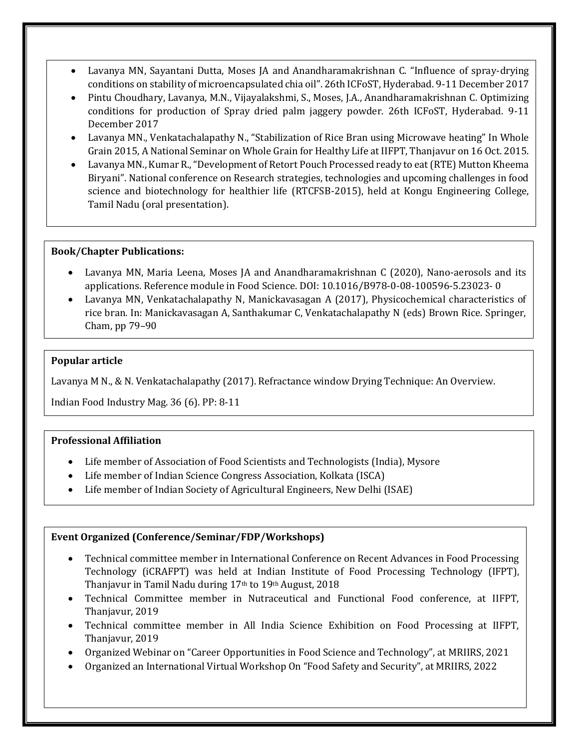- Lavanya MN, Sayantani Dutta, Moses JA and Anandharamakrishnan C. "Influence of spray-drying conditions on stability of microencapsulated chia oil". 26th ICFoST, Hyderabad. 9-11 December 2017
- Pintu Choudhary, Lavanya, M.N., Vijayalakshmi, S., Moses, J.A., Anandharamakrishnan C. Optimizing conditions for production of Spray dried palm jaggery powder. 26th ICFoST, Hyderabad. 9-11 December 2017
- Lavanya MN., Venkatachalapathy N., "Stabilization of Rice Bran using Microwave heating" In Whole Grain 2015, A National Seminar on Whole Grain for Healthy Life at IIFPT, Thanjavur on 16 Oct. 2015.
- Lavanya MN., Kumar R., "Development of Retort Pouch Processed ready to eat (RTE) Mutton Kheema Biryani". National conference on Research strategies, technologies and upcoming challenges in food science and biotechnology for healthier life (RTCFSB-2015), held at Kongu Engineering College, Tamil Nadu (oral presentation).

**Book/Chapter Publications:**

- Lavanya MN, Maria Leena, Moses JA and Anandharamakrishnan C (2020), Nano-aerosols and its applications. Reference module in Food Science. DOI: 10.1016/B978-0-08-100596-5.23023- 0
- Lavanya MN, Venkatachalapathy N, Manickavasagan A (2017), Physicochemical characteristics of rice bran. In: Manickavasagan A, Santhakumar C, Venkatachalapathy N (eds) Brown Rice. Springer, Cham, pp 79–90

**Popular article**

Lavanya M N., & N. Venkatachalapathy (2017). Refractance window Drying Technique: An Overview.

Indian Food Industry Mag. 36 (6). PP: 8-11

**Professional Affiliation**

- Life member of Association of Food Scientists and Technologists (India), Mysore
- Life member of Indian Science Congress Association, Kolkata (ISCA)
- Life member of Indian Society of Agricultural Engineers, New Delhi (ISAE)

**Event Organized (Conference/Seminar/FDP/Workshops)**

- Technical committee member in International Conference on Recent Advances in Food Processing Technology (iCRAFPT) was held at Indian Institute of Food Processing Technology (IFPT), Thanjavur in Tamil Nadu during 17th to 19th August, 2018
- Technical Committee member in Nutraceutical and Functional Food conference, at IIFPT, Thanjavur, 2019
- Technical committee member in All India Science Exhibition on Food Processing at IIFPT, Thanjavur, 2019
- Organized Webinar on "Career Opportunities in Food Science and Technology", at MRIIRS, 2021
- Organized an International Virtual Workshop On "Food Safety and Security", at MRIIRS, 2022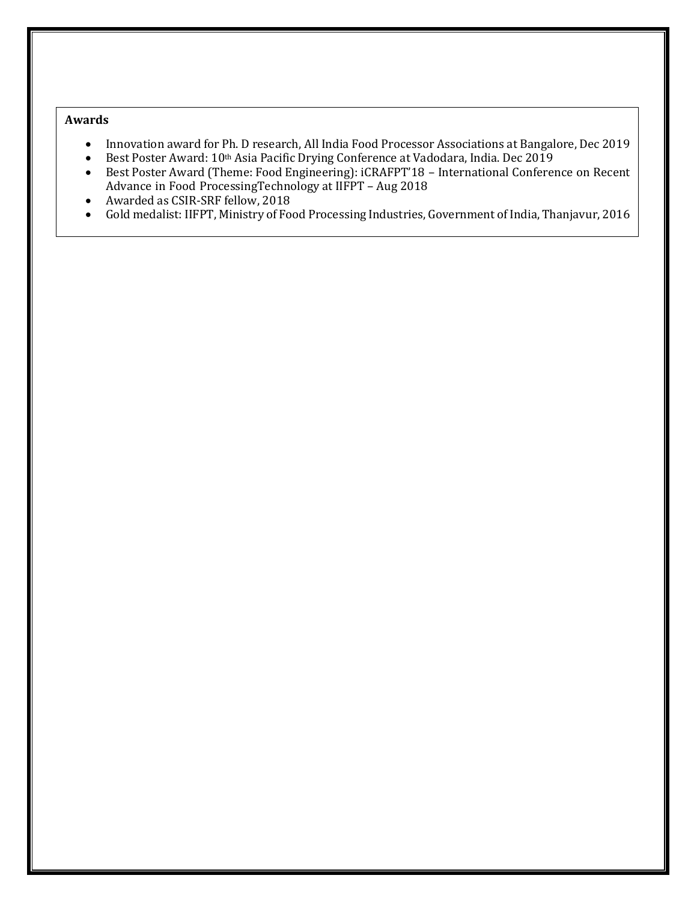**Awards**

- Innovation award for Ph. D research, All India Food Processor Associations at Bangalore, Dec 2019
- Best Poster Award: $10^{th}$ Asia Pacific Drying Conference at Vadodara, India. Dec 2019
- Best Poster Award (Theme: Food Engineering): iCRAFPT'18 – International Conference on Recent Advance in Food ProcessingTechnology at IIFPT – Aug 2018
- Awarded as CSIR-SRF fellow, 2018
- Gold medalist: IIFPT, Ministry of Food Processing Industries, Government of India, Thanjavur, 2016